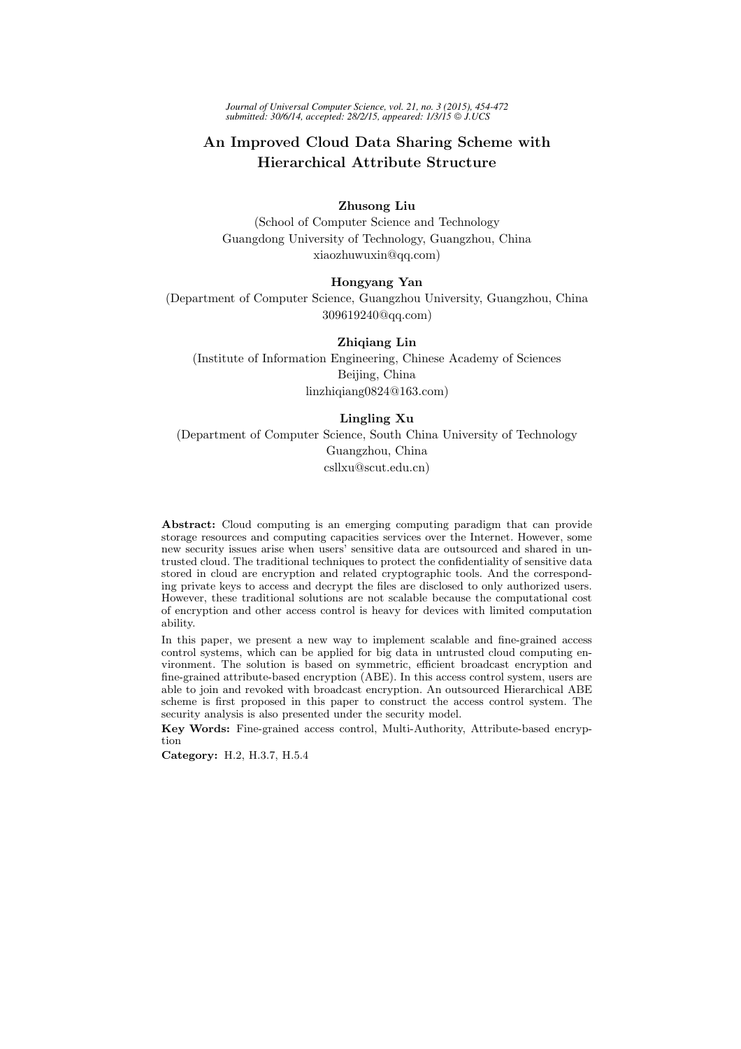# An Improved Cloud Data Sharing Scheme with Hierarchical Attribute Structure

**Zhusong Liu**
(School of Computer Science and Technology
Guangdong University of Technology, Guangzhou, China
xiaozhuwuxin@qq.com)

**Hongyang Yan**
(Department of Computer Science, Guangzhou University, Guangzhou, China
309619240@qq.com)

**Zhiqiang Lin**
(Institute of Information Engineering, Chinese Academy of Sciences
Beijing, China
linzhiqiang0824@163.com)

**Lingling Xu**
(Department of Computer Science, South China University of Technology
Guangzhou, China
csllxu@scut.edu.cn)

**Abstract:** Cloud computing is an emerging computing paradigm that can provide storage resources and computing capacities services over the Internet. However, some new security issues arise when users' sensitive data are outsourced and shared in untrusted cloud. The traditional techniques to protect the confidentiality of sensitive data stored in cloud are encryption and related cryptographic tools. And the corresponding private keys to access and decrypt the files are disclosed to only authorized users. However, these traditional solutions are not scalable because the computational cost of encryption and other access control is heavy for devices with limited computation ability.

In this paper, we present a new way to implement scalable and fine-grained access control systems, which can be applied for big data in untrusted cloud computing environment. The solution is based on symmetric, efficient broadcast encryption and fine-grained attribute-based encryption (ABE). In this access control system, users are able to join and revoked with broadcast encryption. An outsourced Hierarchical ABE scheme is first proposed in this paper to construct the access control system. The security analysis is also presented under the security model.

**Key Words:** Fine-grained access control, Multi-Authority, Attribute-based encryption

**Category:** H.2, H.3.7, H.5.4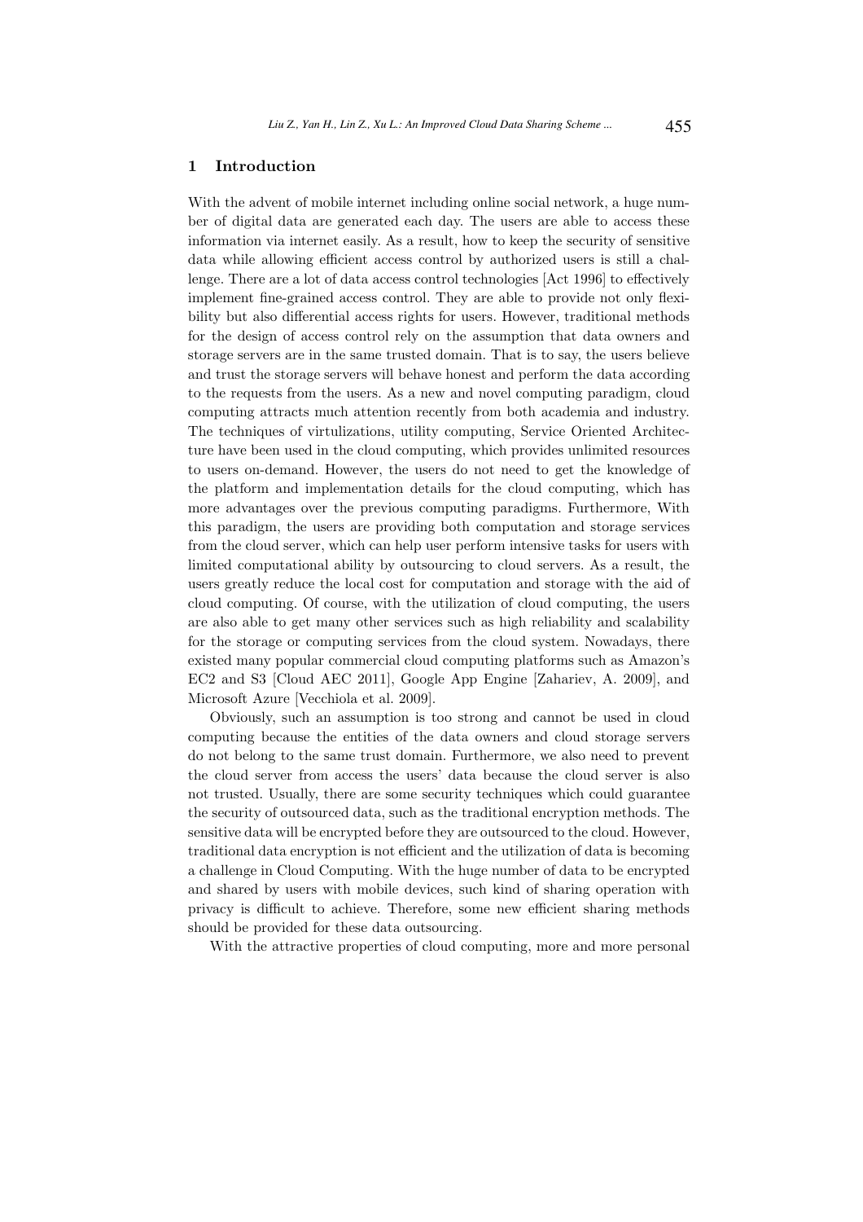## 1 Introduction

With the advent of mobile internet including online social network, a huge number of digital data are generated each day. The users are able to access these information via internet easily. As a result, how to keep the security of sensitive data while allowing efficient access control by authorized users is still a challenge. There are a lot of data access control technologies [Act 1996] to effectively implement fine-grained access control. They are able to provide not only flexibility but also differential access rights for users. However, traditional methods for the design of access control rely on the assumption that data owners and storage servers are in the same trusted domain. That is to say, the users believe and trust the storage servers will behave honest and perform the data according to the requests from the users. As a new and novel computing paradigm, cloud computing attracts much attention recently from both academia and industry. The techniques of virtulizations, utility computing, Service Oriented Architecture have been used in the cloud computing, which provides unlimited resources to users on-demand. However, the users do not need to get the knowledge of the platform and implementation details for the cloud computing, which has more advantages over the previous computing paradigms. Furthermore, With this paradigm, the users are providing both computation and storage services from the cloud server, which can help user perform intensive tasks for users with limited computational ability by outsourcing to cloud servers. As a result, the users greatly reduce the local cost for computation and storage with the aid of cloud computing. Of course, with the utilization of cloud computing, the users are also able to get many other services such as high reliability and scalability for the storage or computing services from the cloud system. Nowadays, there existed many popular commercial cloud computing platforms such as Amazon's EC2 and S3 [Cloud AEC 2011], Google App Engine [Zahariev, A. 2009], and Microsoft Azure [Vecchiola et al. 2009].

Obviously, such an assumption is too strong and cannot be used in cloud computing because the entities of the data owners and cloud storage servers do not belong to the same trust domain. Furthermore, we also need to prevent the cloud server from access the users' data because the cloud server is also not trusted. Usually, there are some security techniques which could guarantee the security of outsourced data, such as the traditional encryption methods. The sensitive data will be encrypted before they are outsourced to the cloud. However, traditional data encryption is not efficient and the utilization of data is becoming a challenge in Cloud Computing. With the huge number of data to be encrypted and shared by users with mobile devices, such kind of sharing operation with privacy is difficult to achieve. Therefore, some new efficient sharing methods should be provided for these data outsourcing.

With the attractive properties of cloud computing, more and more personal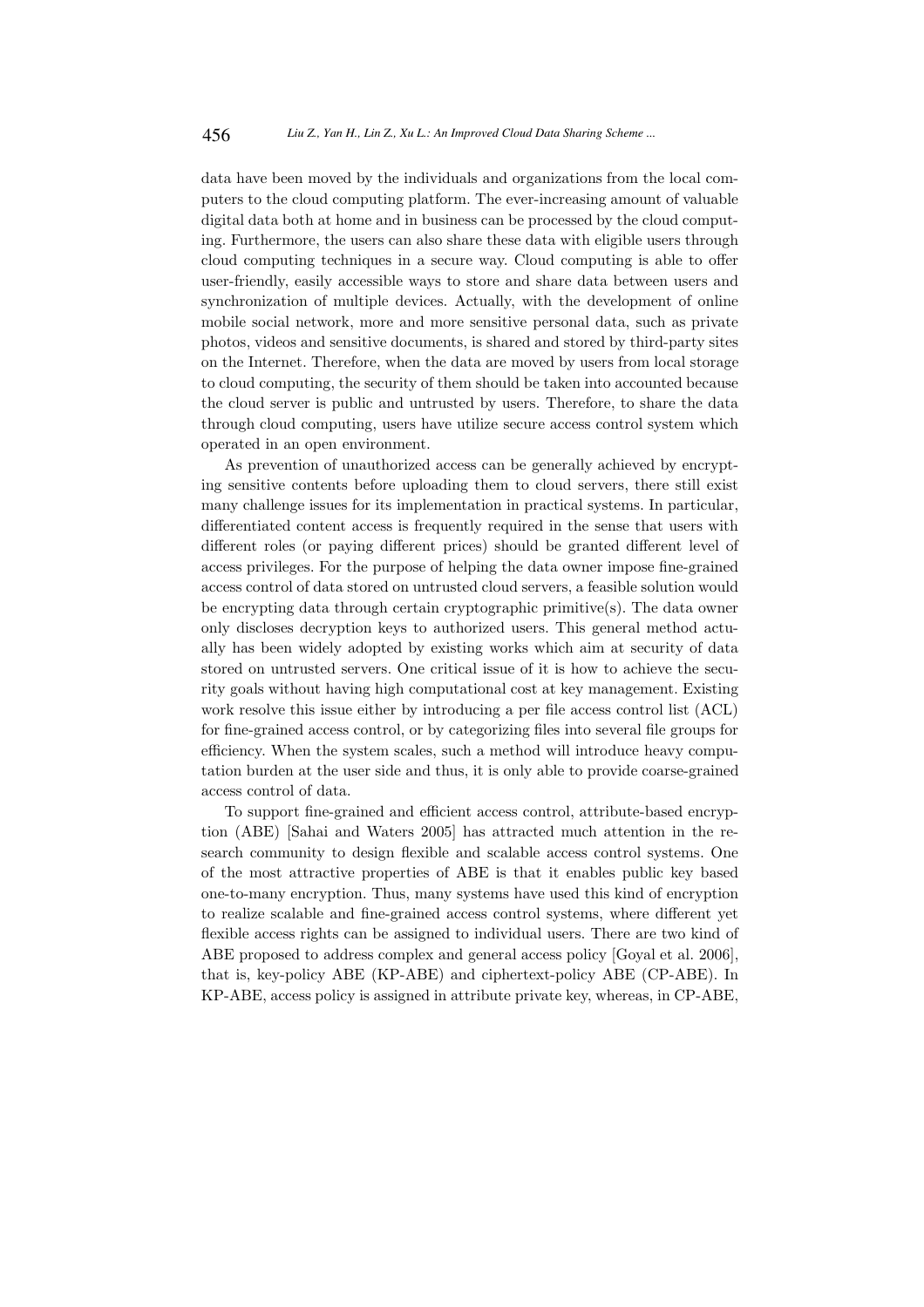data have been moved by the individuals and organizations from the local computers to the cloud computing platform. The ever-increasing amount of valuable digital data both at home and in business can be processed by the cloud computing. Furthermore, the users can also share these data with eligible users through cloud computing techniques in a secure way. Cloud computing is able to offer user-friendly, easily accessible ways to store and share data between users and synchronization of multiple devices. Actually, with the development of online mobile social network, more and more sensitive personal data, such as private photos, videos and sensitive documents, is shared and stored by third-party sites on the Internet. Therefore, when the data are moved by users from local storage to cloud computing, the security of them should be taken into accounted because the cloud server is public and untrusted by users. Therefore, to share the data through cloud computing, users have utilize secure access control system which operated in an open environment.

As prevention of unauthorized access can be generally achieved by encrypting sensitive contents before uploading them to cloud servers, there still exist many challenge issues for its implementation in practical systems. In particular, differentiated content access is frequently required in the sense that users with different roles (or paying different prices) should be granted different level of access privileges. For the purpose of helping the data owner impose fine-grained access control of data stored on untrusted cloud servers, a feasible solution would be encrypting data through certain cryptographic primitive(s). The data owner only discloses decryption keys to authorized users. This general method actually has been widely adopted by existing works which aim at security of data stored on untrusted servers. One critical issue of it is how to achieve the security goals without having high computational cost at key management. Existing work resolve this issue either by introducing a per file access control list (ACL) for fine-grained access control, or by categorizing files into several file groups for efficiency. When the system scales, such a method will introduce heavy computation burden at the user side and thus, it is only able to provide coarse-grained access control of data.

To support fine-grained and efficient access control, attribute-based encryption (ABE) [Sahai and Waters 2005] has attracted much attention in the research community to design flexible and scalable access control systems. One of the most attractive properties of ABE is that it enables public key based one-to-many encryption. Thus, many systems have used this kind of encryption to realize scalable and fine-grained access control systems, where different yet flexible access rights can be assigned to individual users. There are two kind of ABE proposed to address complex and general access policy [Goyal et al. 2006], that is, key-policy ABE (KP-ABE) and ciphertext-policy ABE (CP-ABE). In KP-ABE, access policy is assigned in attribute private key, whereas, in CP-ABE,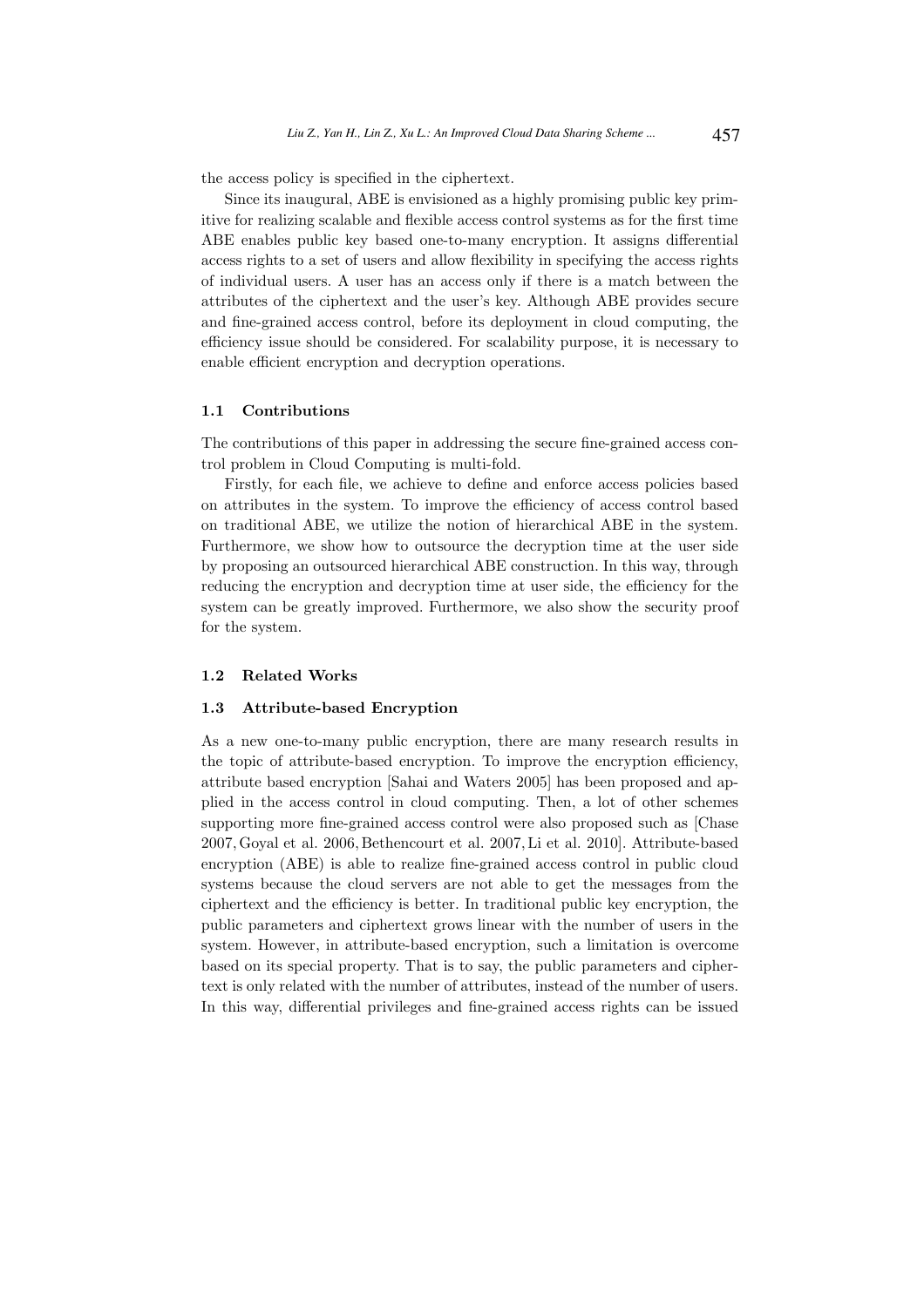the access policy is specified in the ciphertext.

Since its inaugural, ABE is envisioned as a highly promising public key primitive for realizing scalable and flexible access control systems as for the first time ABE enables public key based one-to-many encryption. It assigns differential access rights to a set of users and allow flexibility in specifying the access rights of individual users. A user has an access only if there is a match between the attributes of the ciphertext and the user's key. Although ABE provides secure and fine-grained access control, before its deployment in cloud computing, the efficiency issue should be considered. For scalability purpose, it is necessary to enable efficient encryption and decryption operations.

### 1.1 Contributions

The contributions of this paper in addressing the secure fine-grained access control problem in Cloud Computing is multi-fold.

Firstly, for each file, we achieve to define and enforce access policies based on attributes in the system. To improve the efficiency of access control based on traditional ABE, we utilize the notion of hierarchical ABE in the system. Furthermore, we show how to outsource the decryption time at the user side by proposing an outsourced hierarchical ABE construction. In this way, through reducing the encryption and decryption time at user side, the efficiency for the system can be greatly improved. Furthermore, we also show the security proof for the system.

### 1.2 Related Works

### 1.3 Attribute-based Encryption

As a new one-to-many public encryption, there are many research results in the topic of attribute-based encryption. To improve the encryption efficiency, attribute based encryption [Sahai and Waters 2005] has been proposed and applied in the access control in cloud computing. Then, a lot of other schemes supporting more fine-grained access control were also proposed such as [Chase 2007, Goyal et al. 2006, Bethencourt et al. 2007, Li et al. 2010]. Attribute-based encryption (ABE) is able to realize fine-grained access control in public cloud systems because the cloud servers are not able to get the messages from the ciphertext and the efficiency is better. In traditional public key encryption, the public parameters and ciphertext grows linear with the number of users in the system. However, in attribute-based encryption, such a limitation is overcome based on its special property. That is to say, the public parameters and ciphertext is only related with the number of attributes, instead of the number of users. In this way, differential privileges and fine-grained access rights can be issued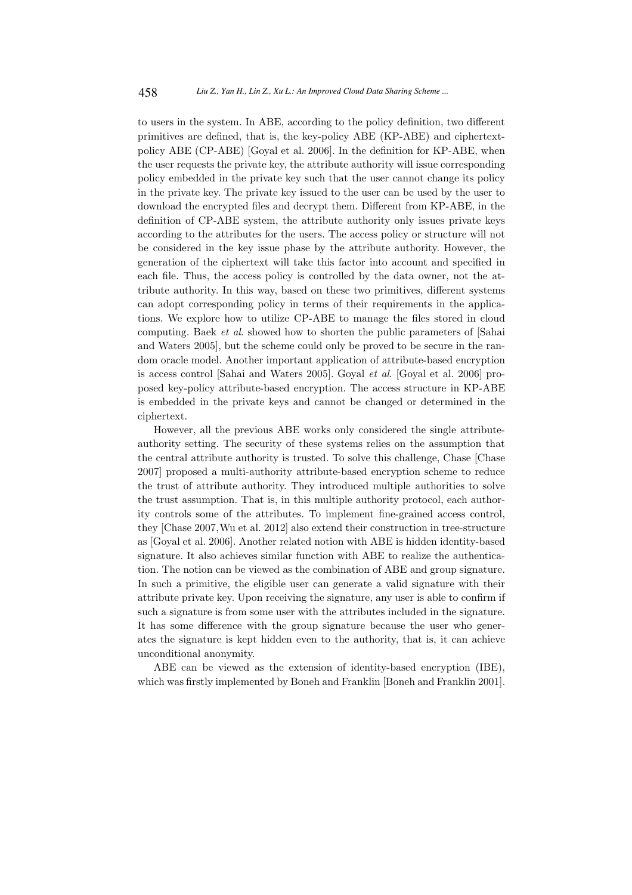to users in the system. In ABE, according to the policy definition, two different primitives are defined, that is, the key-policy ABE (KP-ABE) and ciphertext-policy ABE (CP-ABE) [Goyal et al. 2006]. In the definition for KP-ABE, when the user requests the private key, the attribute authority will issue corresponding policy embedded in the private key such that the user cannot change its policy in the private key. The private key issued to the user can be used by the user to download the encrypted files and decrypt them. Different from KP-ABE, in the definition of CP-ABE system, the attribute authority only issues private keys according to the attributes for the users. The access policy or structure will not be considered in the key issue phase by the attribute authority. However, the generation of the ciphertext will take this factor into account and specified in each file. Thus, the access policy is controlled by the data owner, not the attribute authority. In this way, based on these two primitives, different systems can adopt corresponding policy in terms of their requirements in the applications. We explore how to utilize CP-ABE to manage the files stored in cloud computing. Baek *et al.* showed how to shorten the public parameters of [Sahai and Waters 2005], but the scheme could only be proved to be secure in the random oracle model. Another important application of attribute-based encryption is access control [Sahai and Waters 2005]. Goyal *et al.* [Goyal et al. 2006] proposed key-policy attribute-based encryption. The access structure in KP-ABE is embedded in the private keys and cannot be changed or determined in the ciphertext.

However, all the previous ABE works only considered the single attribute-authority setting. The security of these systems relies on the assumption that the central attribute authority is trusted. To solve this challenge, Chase [Chase 2007] proposed a multi-authority attribute-based encryption scheme to reduce the trust of attribute authority. They introduced multiple authorities to solve the trust assumption. That is, in this multiple authority protocol, each authority controls some of the attributes. To implement fine-grained access control, they [Chase 2007, Wu et al. 2012] also extend their construction in tree-structure as [Goyal et al. 2006]. Another related notion with ABE is hidden identity-based signature. It also achieves similar function with ABE to realize the authentication. The notion can be viewed as the combination of ABE and group signature. In such a primitive, the eligible user can generate a valid signature with their attribute private key. Upon receiving the signature, any user is able to confirm if such a signature is from some user with the attributes included in the signature. It has some difference with the group signature because the user who generates the signature is kept hidden even to the authority, that is, it can achieve unconditional anonymity.

ABE can be viewed as the extension of identity-based encryption (IBE), which was firstly implemented by Boneh and Franklin [Boneh and Franklin 2001].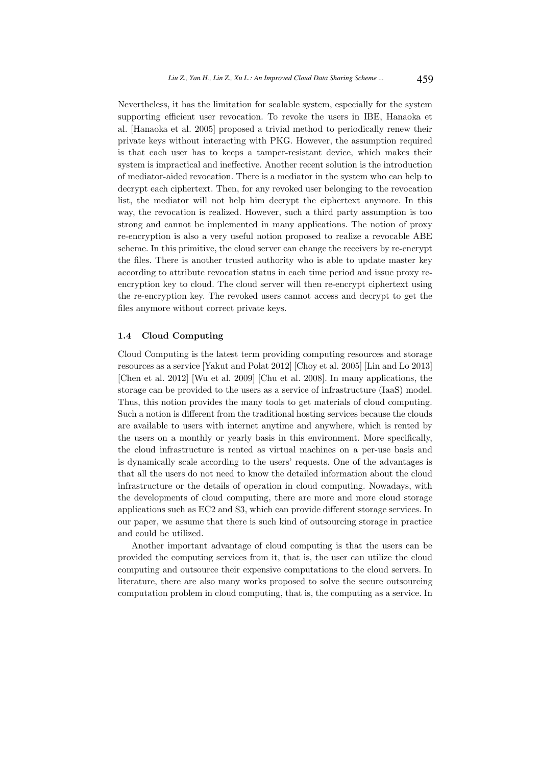Nevertheless, it has the limitation for scalable system, especially for the system supporting efficient user revocation. To revoke the users in IBE, Hanaoka et al. [Hanaoka et al. 2005] proposed a trivial method to periodically renew their private keys without interacting with PKG. However, the assumption required is that each user has to keeps a tamper-resistant device, which makes their system is impractical and ineffective. Another recent solution is the introduction of mediator-aided revocation. There is a mediator in the system who can help to decrypt each ciphertext. Then, for any revoked user belonging to the revocation list, the mediator will not help him decrypt the ciphertext anymore. In this way, the revocation is realized. However, such a third party assumption is too strong and cannot be implemented in many applications. The notion of proxy re-encryption is also a very useful notion proposed to realize a revocable ABE scheme. In this primitive, the cloud server can change the receivers by re-encrypt the files. There is another trusted authority who is able to update master key according to attribute revocation status in each time period and issue proxy re-encryption key to cloud. The cloud server will then re-encrypt ciphertext using the re-encryption key. The revoked users cannot access and decrypt to get the files anymore without correct private keys.

### 1.4 Cloud Computing

Cloud Computing is the latest term providing computing resources and storage resources as a service [Yakut and Polat 2012] [Choy et al. 2005] [Lin and Lo 2013] [Chen et al. 2012] [Wu et al. 2009] [Chu et al. 2008]. In many applications, the storage can be provided to the users as a service of infrastructure (IaaS) model. Thus, this notion provides the many tools to get materials of cloud computing. Such a notion is different from the traditional hosting services because the clouds are available to users with internet anytime and anywhere, which is rented by the users on a monthly or yearly basis in this environment. More specifically, the cloud infrastructure is rented as virtual machines on a per-use basis and is dynamically scale according to the users' requests. One of the advantages is that all the users do not need to know the detailed information about the cloud infrastructure or the details of operation in cloud computing. Nowadays, with the developments of cloud computing, there are more and more cloud storage applications such as EC2 and S3, which can provide different storage services. In our paper, we assume that there is such kind of outsourcing storage in practice and could be utilized.

Another important advantage of cloud computing is that the users can be provided the computing services from it, that is, the user can utilize the cloud computing and outsource their expensive computations to the cloud servers. In literature, there are also many works proposed to solve the secure outsourcing computation problem in cloud computing, that is, the computing as a service. In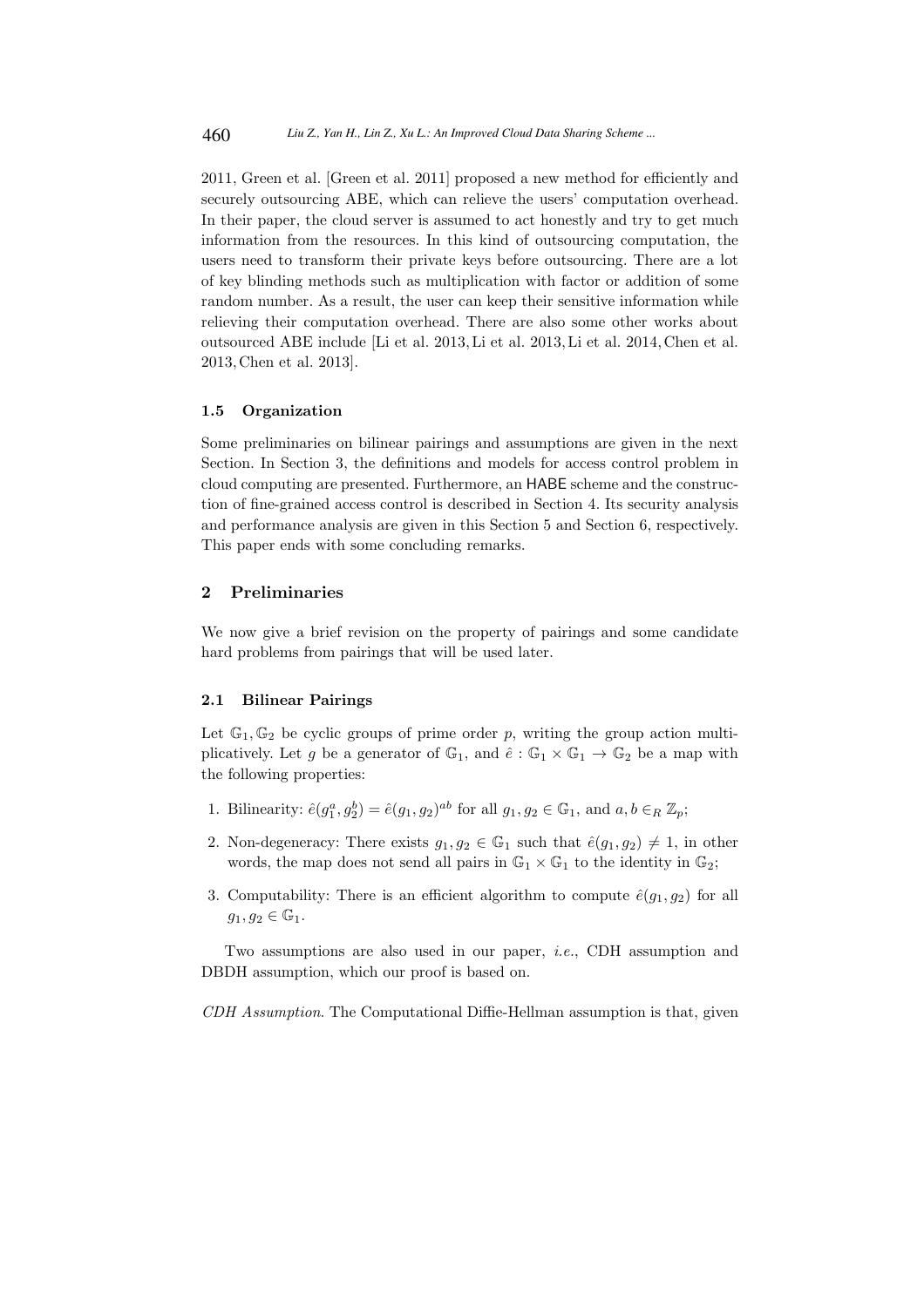2011, Green et al. [Green et al. 2011] proposed a new method for efficiently and securely outsourcing ABE, which can relieve the users' computation overhead. In their paper, the cloud server is assumed to act honestly and try to get much information from the resources. In this kind of outsourcing computation, the users need to transform their private keys before outsourcing. There are a lot of key blinding methods such as multiplication with factor or addition of some random number. As a result, the user can keep their sensitive information while relieving their computation overhead. There are also some other works about outsourced ABE include [Li et al. 2013, Li et al. 2013, Li et al. 2014, Chen et al. 2013, Chen et al. 2013].

### 1.5 Organization

Some preliminaries on bilinear pairings and assumptions are given in the next Section. In Section 3, the definitions and models for access control problem in cloud computing are presented. Furthermore, an HABE scheme and the construction of fine-grained access control is described in Section 4. Its security analysis and performance analysis are given in this Section 5 and Section 6, respectively. This paper ends with some concluding remarks.

## 2 Preliminaries

We now give a brief revision on the property of pairings and some candidate hard problems from pairings that will be used later.

### 2.1 Bilinear Pairings

Let $\mathbb{G}_1, \mathbb{G}_2$ be cyclic groups of prime order $p$, writing the group action multiplicatively. Let $g$ be a generator of $\mathbb{G}_1$, and $\hat{e} : \mathbb{G}_1 \times \mathbb{G}_1 \to \mathbb{G}_2$ be a map with the following properties:

1. Bilinearity: $\hat{e}(g_1^a, g_2^b) = \hat{e}(g_1, g_2)^{ab}$ for all $g_1, g_2 \in \mathbb{G}_1$, and $a, b \in_R \mathbb{Z}_p$;
2. Non-degeneracy: There exists $g_1, g_2 \in \mathbb{G}_1$ such that $\hat{e}(g_1, g_2) \neq 1$, in other words, the map does not send all pairs in $\mathbb{G}_1 \times \mathbb{G}_1$ to the identity in $\mathbb{G}_2$;
3. Computability: There is an efficient algorithm to compute $\hat{e}(g_1, g_2)$ for all $g_1, g_2 \in \mathbb{G}_1$.

Two assumptions are also used in our paper, *i.e.*, CDH assumption and DBDH assumption, which our proof is based on.

*CDH Assumption*. The Computational Diffie-Hellman assumption is that, given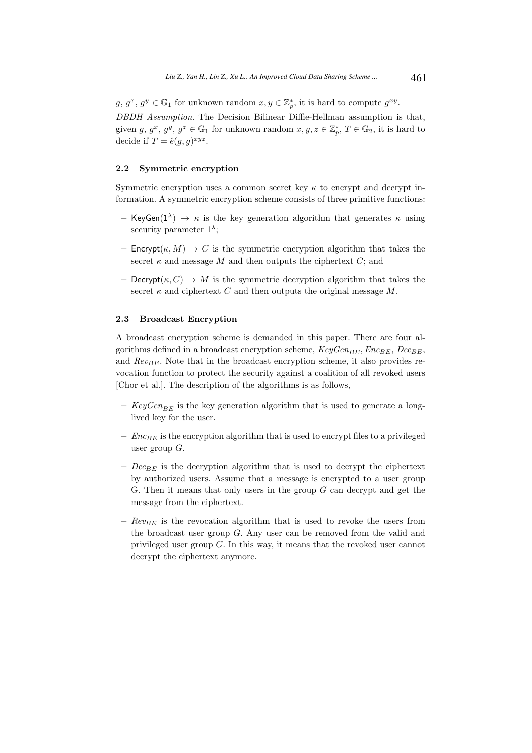$g$, $g^x$, $g^y \in \mathbb{G}_1$ for unknown random $x, y \in \mathbb{Z}_p^*$, it is hard to compute $g^{xy}$.

*DBDH Assumption.* The Decision Bilinear Diffie-Hellman assumption is that, given $g$, $g^x$, $g^y$, $g^z \in \mathbb{G}_1$ for unknown random $x, y, z \in \mathbb{Z}_p^*$, $T \in \mathbb{G}_2$, it is hard to decide if $T = \hat{e}(g, g)^{xyz}$.

### 2.2 Symmetric encryption

Symmetric encryption uses a common secret key $\kappa$ to encrypt and decrypt information. A symmetric encryption scheme consists of three primitive functions:

- $\mathsf{KeyGen}(1^\lambda) \rightarrow \kappa$ is the key generation algorithm that generates $\kappa$ using security parameter $1^\lambda$;
- $\mathsf{Encrypt}(\kappa, M) \rightarrow C$ is the symmetric encryption algorithm that takes the secret $\kappa$ and message $M$ and then outputs the ciphertext $C$; and
- $\mathsf{Decrypt}(\kappa, C) \rightarrow M$ is the symmetric decryption algorithm that takes the secret $\kappa$ and ciphertext $C$ and then outputs the original message $M$.

### 2.3 Broadcast Encryption

A broadcast encryption scheme is demanded in this paper. There are four algorithms defined in a broadcast encryption scheme, $KeyGen_{BE}$, $Enc_{BE}$, $Dec_{BE}$, and $Rev_{BE}$. Note that in the broadcast encryption scheme, it also provides revocation function to protect the security against a coalition of all revoked users [Chor et al.]. The description of the algorithms is as follows,

- $KeyGen_{BE}$ is the key generation algorithm that is used to generate a long-lived key for the user.
- $Enc_{BE}$ is the encryption algorithm that is used to encrypt files to a privileged user group $G$.
- $Dec_{BE}$ is the decryption algorithm that is used to decrypt the ciphertext by authorized users. Assume that a message is encrypted to a user group G. Then it means that only users in the group $G$ can decrypt and get the message from the ciphertext.
- $Rev_{BE}$ is the revocation algorithm that is used to revoke the users from the broadcast user group $G$. Any user can be removed from the valid and privileged user group $G$. In this way, it means that the revoked user cannot decrypt the ciphertext anymore.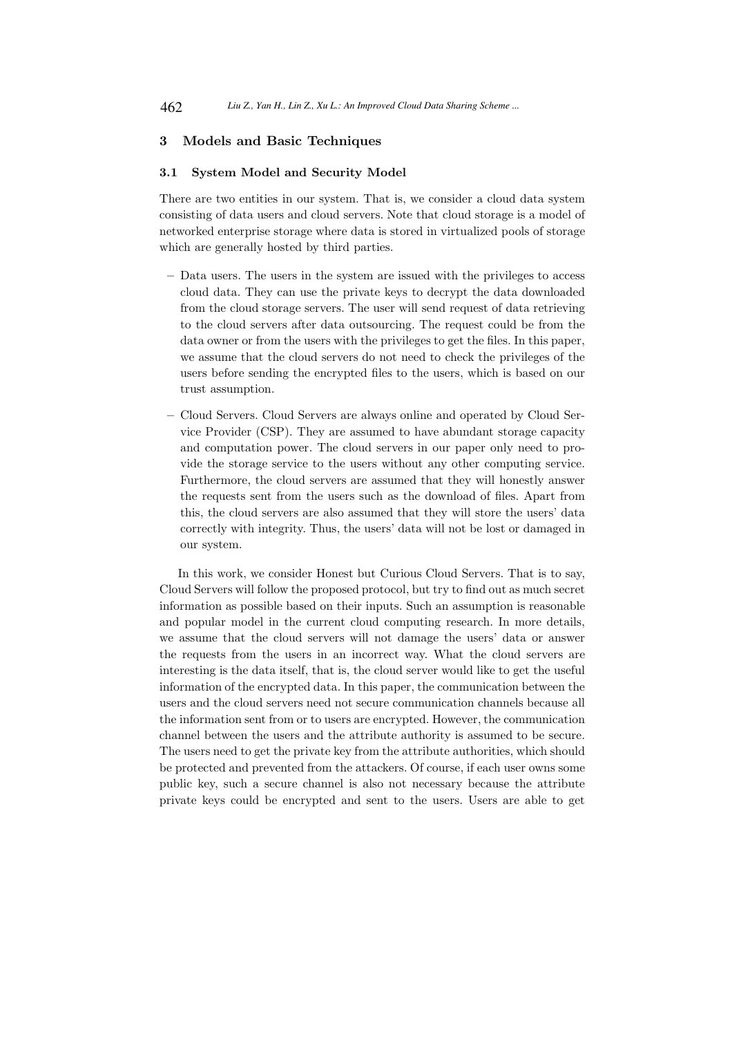## 3 Models and Basic Techniques

### 3.1 System Model and Security Model

There are two entities in our system. That is, we consider a cloud data system consisting of data users and cloud servers. Note that cloud storage is a model of networked enterprise storage where data is stored in virtualized pools of storage which are generally hosted by third parties.

- Data users. The users in the system are issued with the privileges to access cloud data. They can use the private keys to decrypt the data downloaded from the cloud storage servers. The user will send request of data retrieving to the cloud servers after data outsourcing. The request could be from the data owner or from the users with the privileges to get the files. In this paper, we assume that the cloud servers do not need to check the privileges of the users before sending the encrypted files to the users, which is based on our trust assumption.
- Cloud Servers. Cloud Servers are always online and operated by Cloud Service Provider (CSP). They are assumed to have abundant storage capacity and computation power. The cloud servers in our paper only need to provide the storage service to the users without any other computing service. Furthermore, the cloud servers are assumed that they will honestly answer the requests sent from the users such as the download of files. Apart from this, the cloud servers are also assumed that they will store the users' data correctly with integrity. Thus, the users' data will not be lost or damaged in our system.

In this work, we consider Honest but Curious Cloud Servers. That is to say, Cloud Servers will follow the proposed protocol, but try to find out as much secret information as possible based on their inputs. Such an assumption is reasonable and popular model in the current cloud computing research. In more details, we assume that the cloud servers will not damage the users' data or answer the requests from the users in an incorrect way. What the cloud servers are interesting is the data itself, that is, the cloud server would like to get the useful information of the encrypted data. In this paper, the communication between the users and the cloud servers need not secure communication channels because all the information sent from or to users are encrypted. However, the communication channel between the users and the attribute authority is assumed to be secure. The users need to get the private key from the attribute authorities, which should be protected and prevented from the attackers. Of course, if each user owns some public key, such a secure channel is also not necessary because the attribute private keys could be encrypted and sent to the users. Users are able to get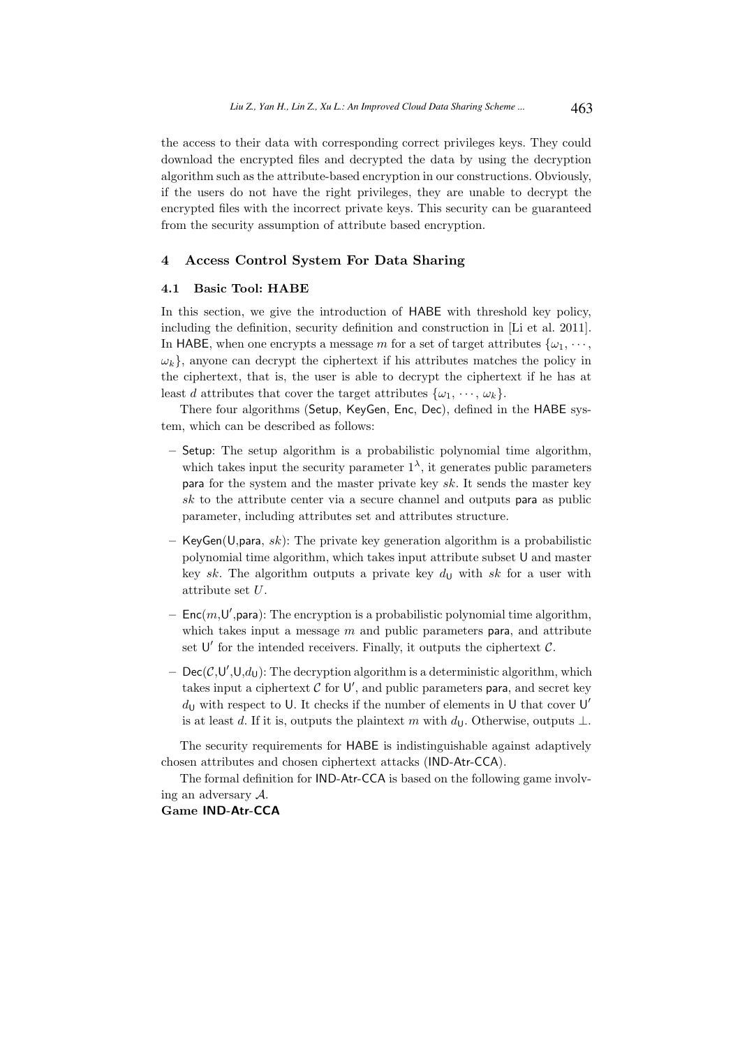the access to their data with corresponding correct privileges keys. They could download the encrypted files and decrypted the data by using the decryption algorithm such as the attribute-based encryption in our constructions. Obviously, if the users do not have the right privileges, they are unable to decrypt the encrypted files with the incorrect private keys. This security can be guaranteed from the security assumption of attribute based encryption.

## 4 Access Control System For Data Sharing

### 4.1 Basic Tool: HABE

In this section, we give the introduction of HABE with threshold key policy, including the definition, security definition and construction in [Li et al. 2011]. In HABE, when one encrypts a message $m$ for a set of target attributes $\{\omega_1, \cdots, \omega_k\}$, anyone can decrypt the ciphertext if his attributes matches the policy in the ciphertext, that is, the user is able to decrypt the ciphertext if he has at least $d$ attributes that cover the target attributes $\{\omega_1, \cdots, \omega_k\}$.

There four algorithms (Setup, KeyGen, Enc, Dec), defined in the HABE system, which can be described as follows:

- Setup: The setup algorithm is a probabilistic polynomial time algorithm, which takes input the security parameter $1^\lambda$, it generates public parameters para for the system and the master private key $sk$. It sends the master key $sk$ to the attribute center via a secure channel and outputs para as public parameter, including attributes set and attributes structure.
- KeyGen(U,para, $sk$): The private key generation algorithm is a probabilistic polynomial time algorithm, which takes input attribute subset U and master key $sk$. The algorithm outputs a private key $d_{\mathsf{U}}$ with $sk$ for a user with attribute set $U$.
- Enc($m$,$\mathsf{U}'$,para): The encryption is a probabilistic polynomial time algorithm, which takes input a message $m$ and public parameters para, and attribute set $\mathsf{U}'$ for the intended receivers. Finally, it outputs the ciphertext $\mathcal{C}$.
- Dec($\mathcal{C}$,$\mathsf{U}'$,U,$d_{\mathsf{U}}$): The decryption algorithm is a deterministic algorithm, which takes input a ciphertext $\mathcal{C}$ for $\mathsf{U}'$, and public parameters para, and secret key $d_{\mathsf{U}}$ with respect to U. It checks if the number of elements in U that cover $\mathsf{U}'$ is at least $d$. If it is, outputs the plaintext $m$ with $d_{\mathsf{U}}$. Otherwise, outputs $\perp$.

The security requirements for HABE is indistinguishable against adaptively chosen attributes and chosen ciphertext attacks (IND-Atr-CCA).

The formal definition for IND-Atr-CCA is based on the following game involving an adversary $\mathcal{A}$.

**Game IND-Atr-CCA**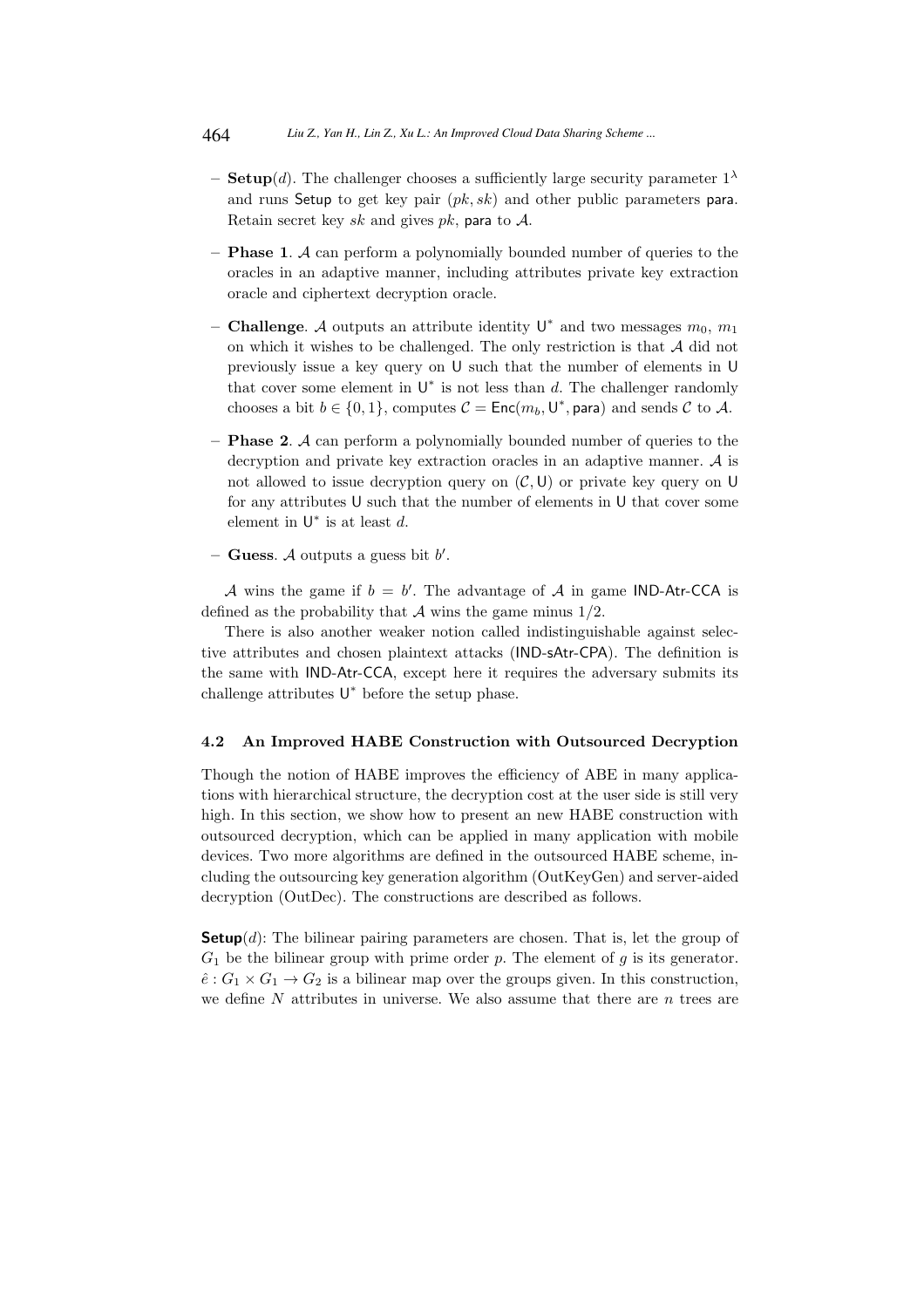- **Setup**($d$). The challenger chooses a sufficiently large security parameter $1^\lambda$ and runs $\mathsf{Setup}$ to get key pair $(pk, sk)$ and other public parameters $\mathsf{para}$. Retain secret key $sk$ and gives $pk$, $\mathsf{para}$ to $\mathcal{A}$.
- **Phase 1**. $\mathcal{A}$ can perform a polynomially bounded number of queries to the oracles in an adaptive manner, including attributes private key extraction oracle and ciphertext decryption oracle.
- **Challenge**. $\mathcal{A}$ outputs an attribute identity $\mathsf{U}^*$ and two messages $m_0$, $m_1$ on which it wishes to be challenged. The only restriction is that $\mathcal{A}$ did not previously issue a key query on $\mathsf{U}$ such that the number of elements in $\mathsf{U}$ that cover some element in $\mathsf{U}^*$ is not less than $d$. The challenger randomly chooses a bit $b \in \{0, 1\}$, computes $\mathcal{C} = \mathsf{Enc}(m_b, \mathsf{U}^*, \mathsf{para})$ and sends $\mathcal{C}$ to $\mathcal{A}$.
- **Phase 2**. $\mathcal{A}$ can perform a polynomially bounded number of queries to the decryption and private key extraction oracles in an adaptive manner. $\mathcal{A}$ is not allowed to issue decryption query on $(\mathcal{C}, \mathsf{U})$ or private key query on $\mathsf{U}$ for any attributes $\mathsf{U}$ such that the number of elements in $\mathsf{U}$ that cover some element in $\mathsf{U}^*$ is at least $d$.
- **Guess**. $\mathcal{A}$ outputs a guess bit $b'$.

$\mathcal{A}$ wins the game if $b = b'$. The advantage of $\mathcal{A}$ in game IND-Atr-CCA is defined as the probability that $\mathcal{A}$ wins the game minus $1/2$.

There is also another weaker notion called indistinguishable against selective attributes and chosen plaintext attacks (IND-sAtr-CPA). The definition is the same with IND-Atr-CCA, except here it requires the adversary submits its challenge attributes $\mathsf{U}^*$ before the setup phase.

### 4.2 An Improved HABE Construction with Outsourced Decryption

Though the notion of HABE improves the efficiency of ABE in many applications with hierarchical structure, the decryption cost at the user side is still very high. In this section, we show how to present an new HABE construction with outsourced decryption, which can be applied in many application with mobile devices. Two more algorithms are defined in the outsourced HABE scheme, including the outsourcing key generation algorithm (OutKeyGen) and server-aided decryption (OutDec). The constructions are described as follows.

**Setup**($d$): The bilinear pairing parameters are chosen. That is, let the group of $G_1$ be the bilinear group with prime order $p$. The element of $g$ is its generator. $\hat{e} : G_1 \times G_1 \rightarrow G_2$ is a bilinear map over the groups given. In this construction, we define $N$ attributes in universe. We also assume that there are $n$ trees are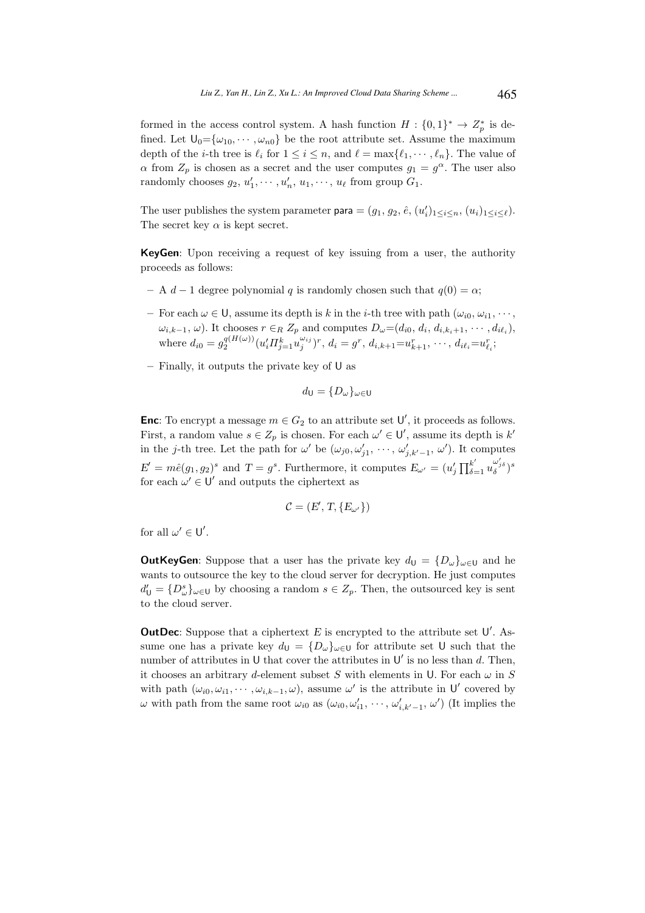formed in the access control system. A hash function $H : \{0,1\}^* \to Z_p^*$ is defined. Let $\mathsf{U}_0=\{\omega_{10}, \cdots, \omega_{n0}\}$ be the root attribute set. Assume the maximum depth of the $i$-th tree is $\ell_i$ for $1 \le i \le n$, and $\ell = \max\{\ell_1, \cdots, \ell_n\}$. The value of $\alpha$ from $Z_p$ is chosen as a secret and the user computes $g_1 = g^\alpha$. The user also randomly chooses $g_2, u'_1, \cdots, u'_n, u_1, \cdots, u_\ell$ from group $G_1$.

The user publishes the system parameter $\mathsf{para} = (g_1, g_2, \hat{e}, (u'_i)_{1\le i\le n}, (u_i)_{1\le i\le \ell})$. The secret key $\alpha$ is kept secret.

**KeyGen**: Upon receiving a request of key issuing from a user, the authority proceeds as follows:

– A $d-1$ degree polynomial $q$ is randomly chosen such that $q(0) = \alpha$;

– For each $\omega \in \mathsf{U}$, assume its depth is $k$ in the $i$-th tree with path $(\omega_{i0}, \omega_{i1}, \cdots, \omega_{i,k-1}, \omega)$. It chooses $r \in_R Z_p$ and computes $D_\omega=(d_{i0}, d_i, d_{i,k_i+1}, \cdots, d_{i\ell_i})$, where $d_{i0} = g_2^{q(H(\omega))}(u'_i \Pi_{j=1}^k u_j^{\omega_{ij}})^r$, $d_i = g^r$, $d_{i,k+1}=u_{k+1}^r, \cdots, d_{i\ell_i}=u_{\ell_i}^r$;

– Finally, it outputs the private key of $\mathsf{U}$ as

$$d_{\mathsf{U}} = \{D_\omega\}_{\omega\in\mathsf{U}}$$

**Enc**: To encrypt a message $m \in G_2$ to an attribute set $\mathsf{U}'$, it proceeds as follows. First, a random value $s \in Z_p$ is chosen. For each $\omega' \in \mathsf{U}'$, assume its depth is $k'$ in the $j$-th tree. Let the path for $\omega'$ be $(\omega_{j0}, \omega'_{j1}, \cdots, \omega'_{j,k'-1}, \omega')$. It computes $E' = m\hat{e}(g_1, g_2)^s$ and $T = g^s$. Furthermore, it computes $E_{\omega'} = (u'_j \prod_{\delta=1}^{k'} u_\delta^{\omega'_{j\delta}})^s$ for each $\omega' \in \mathsf{U}'$ and outputs the ciphertext as

$$\mathcal{C} = (E', T, \{E_{\omega'}\})$$

for all $\omega' \in \mathsf{U}'$.

**OutKeyGen**: Suppose that a user has the private key $d_{\mathsf{U}} = \{D_\omega\}_{\omega\in\mathsf{U}}$ and he wants to outsource the key to the cloud server for decryption. He just computes $d'_{\mathsf{U}} = \{D_\omega^s\}_{\omega\in\mathsf{U}}$ by choosing a random $s \in Z_p$. Then, the outsourced key is sent to the cloud server.

**OutDec**: Suppose that a ciphertext $E$ is encrypted to the attribute set $\mathsf{U}'$. Assume one has a private key $d_{\mathsf{U}} = \{D_\omega\}_{\omega\in\mathsf{U}}$ for attribute set $\mathsf{U}$ such that the number of attributes in $\mathsf{U}$ that cover the attributes in $\mathsf{U}'$ is no less than $d$. Then, it chooses an arbitrary $d$-element subset $S$ with elements in $\mathsf{U}$. For each $\omega$ in $S$ with path $(\omega_{i0}, \omega_{i1}, \cdots, \omega_{i,k-1}, \omega)$, assume $\omega'$ is the attribute in $\mathsf{U}'$ covered by $\omega$ with path from the same root $\omega_{i0}$ as $(\omega_{i0}, \omega'_{i1}, \cdots, \omega'_{i,k'-1}, \omega')$ (It implies the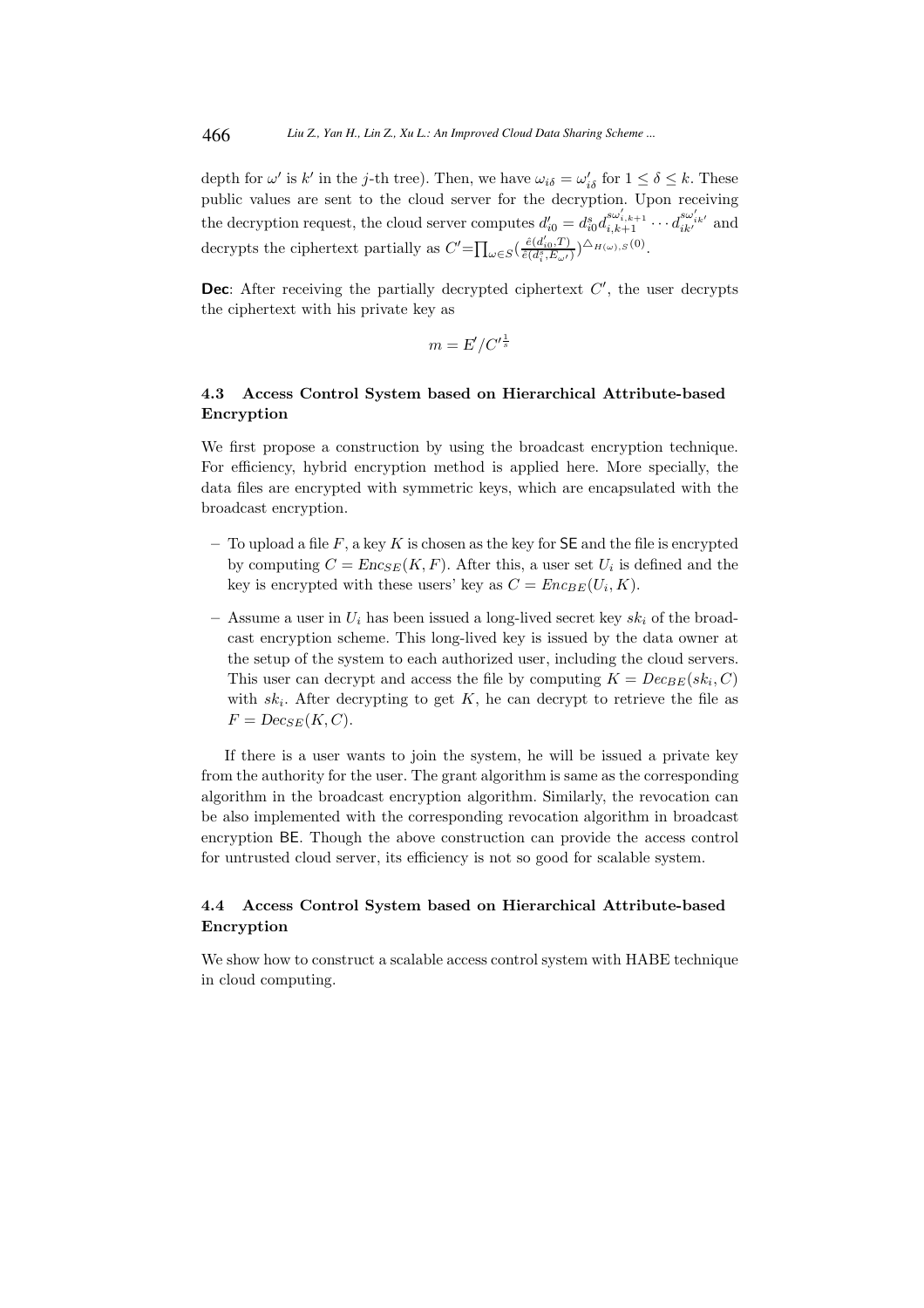depth for $\omega'$ is $k'$ in the $j$-th tree). Then, we have $\omega_{i\delta} = \omega'_{i\delta}$ for $1 \leq \delta \leq k$. These public values are sent to the cloud server for the decryption. Upon receiving the decryption request, the cloud server computes $d'_{i0} = d^s_{i0} d^{s\omega'_{i,k+1}}_{i,k+1} \cdots d^{s\omega'_{ik'}}_{ik'}$ and decrypts the ciphertext partially as $C' = \prod_{\omega \in S} (\frac{\hat{e}(d'_{i0}, T)}{\hat{e}(d^s_i, E_{\omega'})})^{\triangle_{H(\omega), S}(0)}$.

**Dec**: After receiving the partially decrypted ciphertext $C'$, the user decrypts the ciphertext with his private key as

$$m = E'/C'^{\frac{1}{s}}$$

### 4.3 Access Control System based on Hierarchical Attribute-based Encryption

We first propose a construction by using the broadcast encryption technique. For efficiency, hybrid encryption method is applied here. More specially, the data files are encrypted with symmetric keys, which are encapsulated with the broadcast encryption.

- To upload a file $F$, a key $K$ is chosen as the key for SE and the file is encrypted by computing $C = Enc_{SE}(K, F)$. After this, a user set $U_i$ is defined and the key is encrypted with these users' key as $C = Enc_{BE}(U_i, K)$.
- Assume a user in $U_i$ has been issued a long-lived secret key $sk_i$ of the broadcast encryption scheme. This long-lived key is issued by the data owner at the setup of the system to each authorized user, including the cloud servers. This user can decrypt and access the file by computing $K = Dec_{BE}(sk_i, C)$ with $sk_i$. After decrypting to get $K$, he can decrypt to retrieve the file as $F = Dec_{SE}(K, C)$.

If there is a user wants to join the system, he will be issued a private key from the authority for the user. The grant algorithm is same as the corresponding algorithm in the broadcast encryption algorithm. Similarly, the revocation can be also implemented with the corresponding revocation algorithm in broadcast encryption BE. Though the above construction can provide the access control for untrusted cloud server, its efficiency is not so good for scalable system.

### 4.4 Access Control System based on Hierarchical Attribute-based Encryption

We show how to construct a scalable access control system with HABE technique in cloud computing.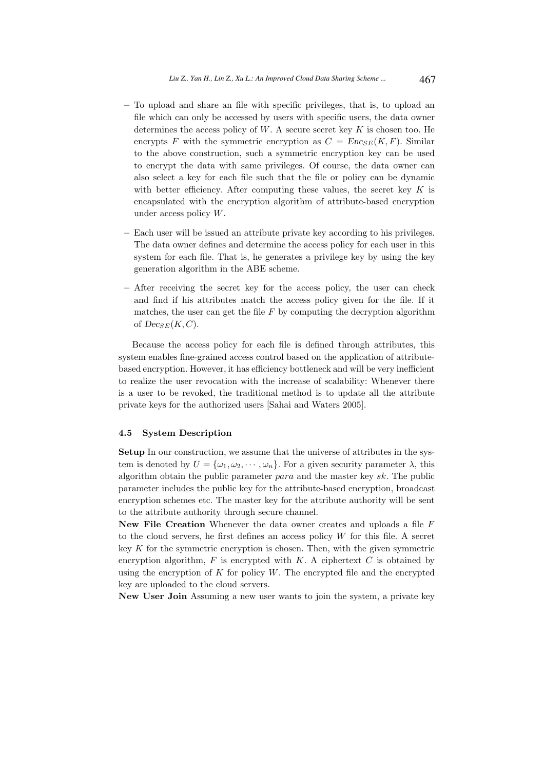- To upload and share an file with specific privileges, that is, to upload an file which can only be accessed by users with specific users, the data owner determines the access policy of $W$. A secure secret key $K$ is chosen too. He encrypts $F$ with the symmetric encryption as $C = Enc_{SE}(K, F)$. Similar to the above construction, such a symmetric encryption key can be used to encrypt the data with same privileges. Of course, the data owner can also select a key for each file such that the file or policy can be dynamic with better efficiency. After computing these values, the secret key $K$ is encapsulated with the encryption algorithm of attribute-based encryption under access policy $W$.

- Each user will be issued an attribute private key according to his privileges. The data owner defines and determine the access policy for each user in this system for each file. That is, he generates a privilege key by using the key generation algorithm in the ABE scheme.

- After receiving the secret key for the access policy, the user can check and find if his attributes match the access policy given for the file. If it matches, the user can get the file $F$ by computing the decryption algorithm of $Dec_{SE}(K, C)$.

Because the access policy for each file is defined through attributes, this system enables fine-grained access control based on the application of attribute-based encryption. However, it has efficiency bottleneck and will be very inefficient to realize the user revocation with the increase of scalability: Whenever there is a user to be revoked, the traditional method is to update all the attribute private keys for the authorized users [Sahai and Waters 2005].

### 4.5 System Description

**Setup** In our construction, we assume that the universe of attributes in the system is denoted by $U = \{\omega_1, \omega_2, \cdots, \omega_n\}$. For a given security parameter $\lambda$, this algorithm obtain the public parameter $para$ and the master key $sk$. The public parameter includes the public key for the attribute-based encryption, broadcast encryption schemes etc. The master key for the attribute authority will be sent to the attribute authority through secure channel.

**New File Creation** Whenever the data owner creates and uploads a file $F$ to the cloud servers, he first defines an access policy $W$ for this file. A secret key $K$ for the symmetric encryption is chosen. Then, with the given symmetric encryption algorithm, $F$ is encrypted with $K$. A ciphertext $C$ is obtained by using the encryption of $K$ for policy $W$. The encrypted file and the encrypted key are uploaded to the cloud servers.

**New User Join** Assuming a new user wants to join the system, a private key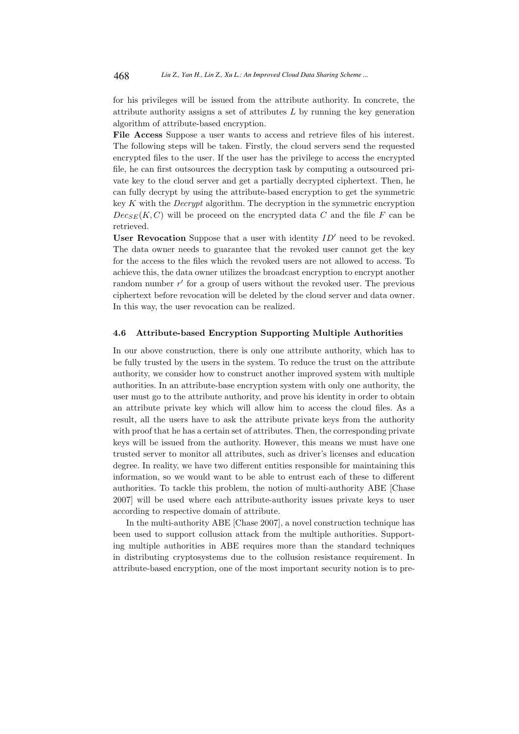for his privileges will be issued from the attribute authority. In concrete, the attribute authority assigns a set of attributes $L$ by running the key generation algorithm of attribute-based encryption.

**File Access** Suppose a user wants to access and retrieve files of his interest. The following steps will be taken. Firstly, the cloud servers send the requested encrypted files to the user. If the user has the privilege to access the encrypted file, he can first outsources the decryption task by computing a outsourced private key to the cloud server and get a partially decrypted ciphertext. Then, he can fully decrypt by using the attribute-based encryption to get the symmetric key $K$ with the *Decrypt* algorithm. The decryption in the symmetric encryption $Dec_{SE}(K, C)$ will be proceed on the encrypted data $C$ and the file $F$ can be retrieved.

**User Revocation** Suppose that a user with identity $ID'$ need to be revoked. The data owner needs to guarantee that the revoked user cannot get the key for the access to the files which the revoked users are not allowed to access. To achieve this, the data owner utilizes the broadcast encryption to encrypt another random number $r'$ for a group of users without the revoked user. The previous ciphertext before revocation will be deleted by the cloud server and data owner. In this way, the user revocation can be realized.

### 4.6 Attribute-based Encryption Supporting Multiple Authorities

In our above construction, there is only one attribute authority, which has to be fully trusted by the users in the system. To reduce the trust on the attribute authority, we consider how to construct another improved system with multiple authorities. In an attribute-base encryption system with only one authority, the user must go to the attribute authority, and prove his identity in order to obtain an attribute private key which will allow him to access the cloud files. As a result, all the users have to ask the attribute private keys from the authority with proof that he has a certain set of attributes. Then, the corresponding private keys will be issued from the authority. However, this means we must have one trusted server to monitor all attributes, such as driver's licenses and education degree. In reality, we have two different entities responsible for maintaining this information, so we would want to be able to entrust each of these to different authorities. To tackle this problem, the notion of multi-authority ABE [Chase 2007] will be used where each attribute-authority issues private keys to user according to respective domain of attribute.

In the multi-authority ABE [Chase 2007], a novel construction technique has been used to support collusion attack from the multiple authorities. Supporting multiple authorities in ABE requires more than the standard techniques in distributing cryptosystems due to the collusion resistance requirement. In attribute-based encryption, one of the most important security notion is to pre-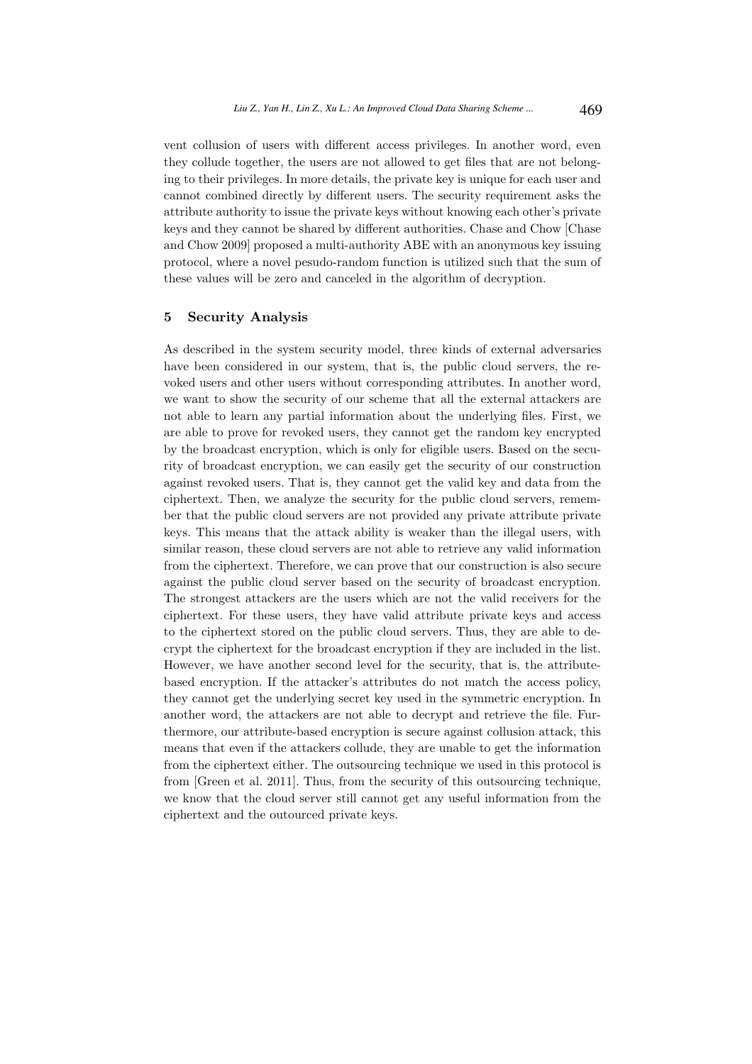vent collusion of users with different access privileges. In another word, even they collude together, the users are not allowed to get files that are not belonging to their privileges. In more details, the private key is unique for each user and cannot combined directly by different users. The security requirement asks the attribute authority to issue the private keys without knowing each other's private keys and they cannot be shared by different authorities. Chase and Chow [Chase and Chow 2009] proposed a multi-authority ABE with an anonymous key issuing protocol, where a novel pesudo-random function is utilized such that the sum of these values will be zero and canceled in the algorithm of decryption.

## 5 Security Analysis

As described in the system security model, three kinds of external adversaries have been considered in our system, that is, the public cloud servers, the revoked users and other users without corresponding attributes. In another word, we want to show the security of our scheme that all the external attackers are not able to learn any partial information about the underlying files. First, we are able to prove for revoked users, they cannot get the random key encrypted by the broadcast encryption, which is only for eligible users. Based on the security of broadcast encryption, we can easily get the security of our construction against revoked users. That is, they cannot get the valid key and data from the ciphertext. Then, we analyze the security for the public cloud servers, remember that the public cloud servers are not provided any private attribute private keys. This means that the attack ability is weaker than the illegal users, with similar reason, these cloud servers are not able to retrieve any valid information from the ciphertext. Therefore, we can prove that our construction is also secure against the public cloud server based on the security of broadcast encryption. The strongest attackers are the users which are not the valid receivers for the ciphertext. For these users, they have valid attribute private keys and access to the ciphertext stored on the public cloud servers. Thus, they are able to decrypt the ciphertext for the broadcast encryption if they are included in the list. However, we have another second level for the security, that is, the attribute-based encryption. If the attacker's attributes do not match the access policy, they cannot get the underlying secret key used in the symmetric encryption. In another word, the attackers are not able to decrypt and retrieve the file. Furthermore, our attribute-based encryption is secure against collusion attack, this means that even if the attackers collude, they are unable to get the information from the ciphertext either. The outsourcing technique we used in this protocol is from [Green et al. 2011]. Thus, from the security of this outsourcing technique, we know that the cloud server still cannot get any useful information from the ciphertext and the outourced private keys.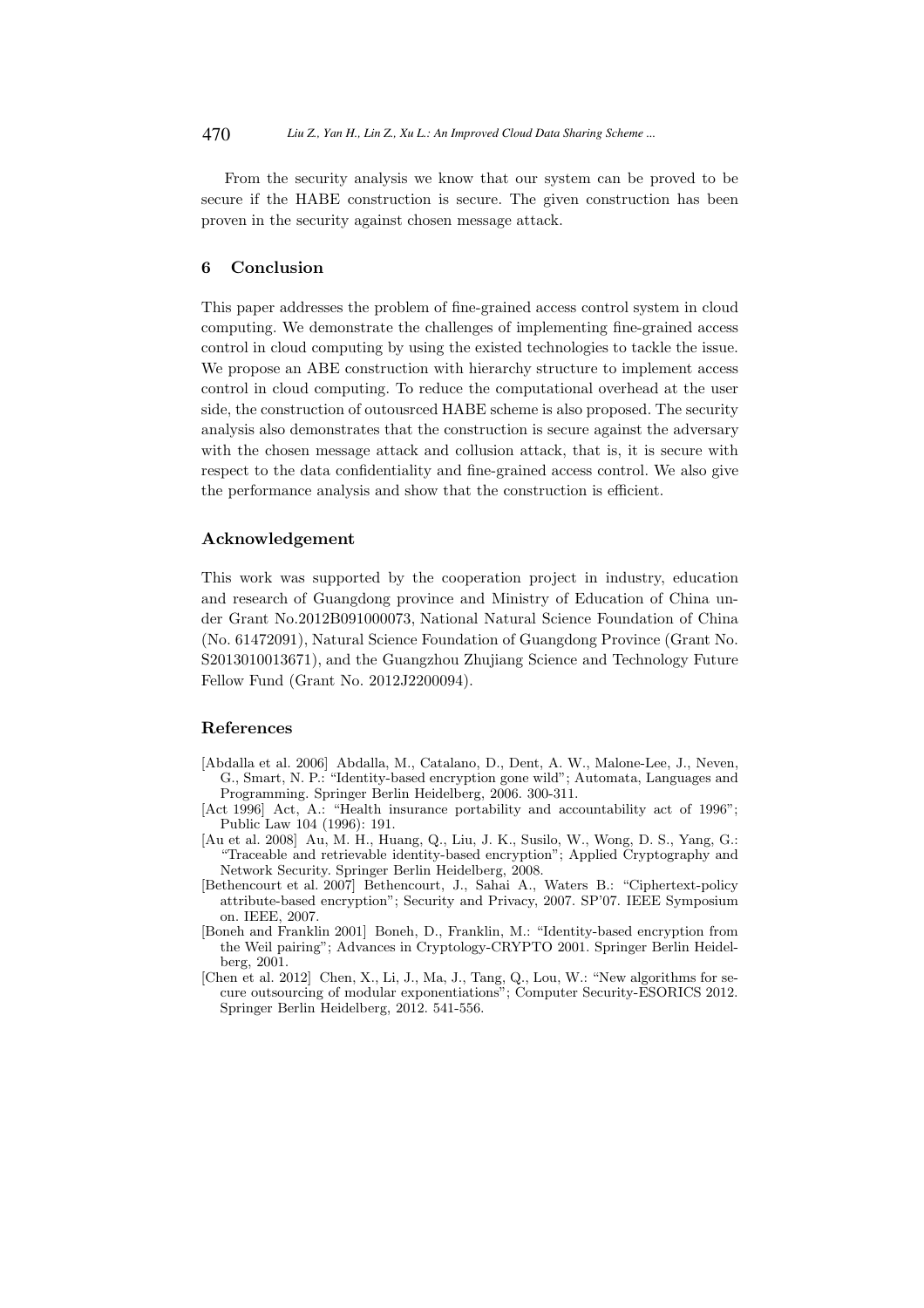From the security analysis we know that our system can be proved to be secure if the HABE construction is secure. The given construction has been proven in the security against chosen message attack.

## 6 Conclusion

This paper addresses the problem of fine-grained access control system in cloud computing. We demonstrate the challenges of implementing fine-grained access control in cloud computing by using the existed technologies to tackle the issue. We propose an ABE construction with hierarchy structure to implement access control in cloud computing. To reduce the computational overhead at the user side, the construction of outousrced HABE scheme is also proposed. The security analysis also demonstrates that the construction is secure against the adversary with the chosen message attack and collusion attack, that is, it is secure with respect to the data confidentiality and fine-grained access control. We also give the performance analysis and show that the construction is efficient.

## Acknowledgement

This work was supported by the cooperation project in industry, education and research of Guangdong province and Ministry of Education of China under Grant No.2012B091000073, National Natural Science Foundation of China (No. 61472091), Natural Science Foundation of Guangdong Province (Grant No. S2013010013671), and the Guangzhou Zhujiang Science and Technology Future Fellow Fund (Grant No. 2012J2200094).

## References

[Abdalla et al. 2006] Abdalla, M., Catalano, D., Dent, A. W., Malone-Lee, J., Neven, G., Smart, N. P.: "Identity-based encryption gone wild"; Automata, Languages and Programming. Springer Berlin Heidelberg, 2006. 300-311.

[Act 1996] Act, A.: "Health insurance portability and accountability act of 1996"; Public Law 104 (1996): 191.

[Au et al. 2008] Au, M. H., Huang, Q., Liu, J. K., Susilo, W., Wong, D. S., Yang, G.: "Traceable and retrievable identity-based encryption"; Applied Cryptography and Network Security. Springer Berlin Heidelberg, 2008.

[Bethencourt et al. 2007] Bethencourt, J., Sahai A., Waters B.: "Ciphertext-policy attribute-based encryption"; Security and Privacy, 2007. SP'07. IEEE Symposium on. IEEE, 2007.

[Boneh and Franklin 2001] Boneh, D., Franklin, M.: "Identity-based encryption from the Weil pairing"; Advances in Cryptology-CRYPTO 2001. Springer Berlin Heidelberg, 2001.

[Chen et al. 2012] Chen, X., Li, J., Ma, J., Tang, Q., Lou, W.: "New algorithms for secure outsourcing of modular exponentiations"; Computer Security-ESORICS 2012. Springer Berlin Heidelberg, 2012. 541-556.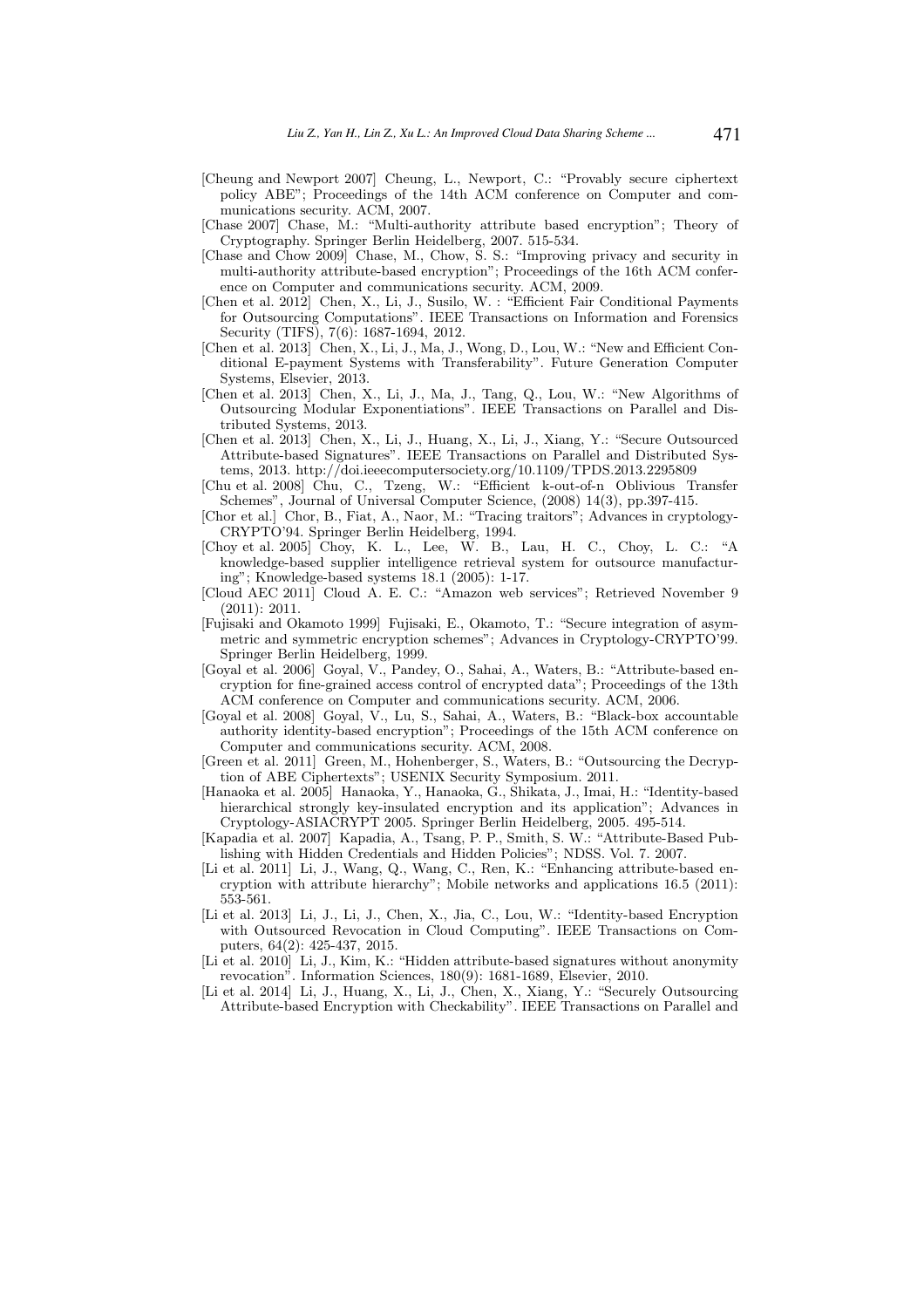[Cheung and Newport 2007] Cheung, L., Newport, C.: "Provably secure ciphertext policy ABE"; Proceedings of the 14th ACM conference on Computer and communications security. ACM, 2007.

[Chase 2007] Chase, M.: "Multi-authority attribute based encryption"; Theory of Cryptography. Springer Berlin Heidelberg, 2007. 515-534.

[Chase and Chow 2009] Chase, M., Chow, S. S.: "Improving privacy and security in multi-authority attribute-based encryption"; Proceedings of the 16th ACM conference on Computer and communications security. ACM, 2009.

[Chen et al. 2012] Chen, X., Li, J., Susilo, W. : "Efficient Fair Conditional Payments for Outsourcing Computations". IEEE Transactions on Information and Forensics Security (TIFS), 7(6): 1687-1694, 2012.

[Chen et al. 2013] Chen, X., Li, J., Ma, J., Wong, D., Lou, W.: "New and Efficient Conditional E-payment Systems with Transferability". Future Generation Computer Systems, Elsevier, 2013.

[Chen et al. 2013] Chen, X., Li, J., Ma, J., Tang, Q., Lou, W.: "New Algorithms of Outsourcing Modular Exponentiations". IEEE Transactions on Parallel and Distributed Systems, 2013.

[Chen et al. 2013] Chen, X., Li, J., Huang, X., Li, J., Xiang, Y.: "Secure Outsourced Attribute-based Signatures". IEEE Transactions on Parallel and Distributed Systems, 2013. http://doi.ieeecomputersociety.org/10.1109/TPDS.2013.2295809

[Chu et al. 2008] Chu, C., Tzeng, W.: "Efficient k-out-of-n Oblivious Transfer Schemes", Journal of Universal Computer Science, (2008) 14(3), pp.397-415.

[Chor et al.] Chor, B., Fiat, A., Naor, M.: "Tracing traitors"; Advances in cryptology-CRYPTO'94. Springer Berlin Heidelberg, 1994.

[Choy et al. 2005] Choy, K. L., Lee, W. B., Lau, H. C., Choy, L. C.: "A knowledge-based supplier intelligence retrieval system for outsource manufacturing"; Knowledge-based systems 18.1 (2005): 1-17.

[Cloud AEC 2011] Cloud A. E. C.: "Amazon web services"; Retrieved November 9 (2011): 2011.

[Fujisaki and Okamoto 1999] Fujisaki, E., Okamoto, T.: "Secure integration of asymmetric and symmetric encryption schemes"; Advances in Cryptology-CRYPTO'99. Springer Berlin Heidelberg, 1999.

[Goyal et al. 2006] Goyal, V., Pandey, O., Sahai, A., Waters, B.: "Attribute-based encryption for fine-grained access control of encrypted data"; Proceedings of the 13th ACM conference on Computer and communications security. ACM, 2006.

[Goyal et al. 2008] Goyal, V., Lu, S., Sahai, A., Waters, B.: "Black-box accountable authority identity-based encryption"; Proceedings of the 15th ACM conference on Computer and communications security. ACM, 2008.

[Green et al. 2011] Green, M., Hohenberger, S., Waters, B.: "Outsourcing the Decryption of ABE Ciphertexts"; USENIX Security Symposium. 2011.

[Hanaoka et al. 2005] Hanaoka, Y., Hanaoka, G., Shikata, J., Imai, H.: "Identity-based hierarchical strongly key-insulated encryption and its application"; Advances in Cryptology-ASIACRYPT 2005. Springer Berlin Heidelberg, 2005. 495-514.

[Kapadia et al. 2007] Kapadia, A., Tsang, P. P., Smith, S. W.: "Attribute-Based Publishing with Hidden Credentials and Hidden Policies"; NDSS. Vol. 7. 2007.

[Li et al. 2011] Li, J., Wang, Q., Wang, C., Ren, K.: "Enhancing attribute-based encryption with attribute hierarchy"; Mobile networks and applications 16.5 (2011): 553-561.

[Li et al. 2013] Li, J., Li, J., Chen, X., Jia, C., Lou, W.: "Identity-based Encryption with Outsourced Revocation in Cloud Computing". IEEE Transactions on Computers, 64(2): 425-437, 2015.

[Li et al. 2010] Li, J., Kim, K.: "Hidden attribute-based signatures without anonymity revocation". Information Sciences, 180(9): 1681-1689, Elsevier, 2010.

[Li et al. 2014] Li, J., Huang, X., Li, J., Chen, X., Xiang, Y.: "Securely Outsourcing Attribute-based Encryption with Checkability". IEEE Transactions on Parallel and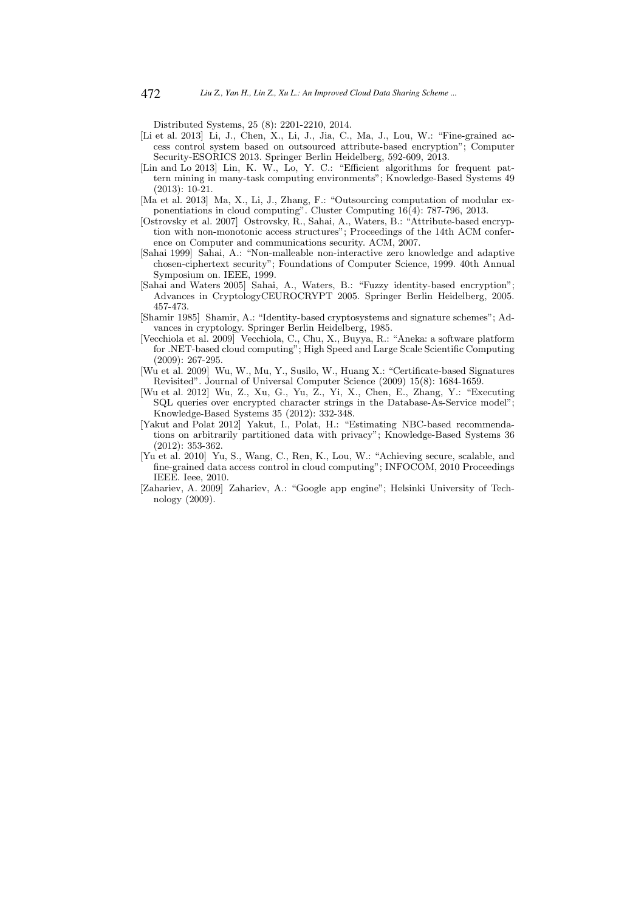Distributed Systems, 25 (8): 2201-2210, 2014.

[Li et al. 2013] Li, J., Chen, X., Li, J., Jia, C., Ma, J., Lou, W.: "Fine-grained access control system based on outsourced attribute-based encryption"; Computer Security-ESORICS 2013. Springer Berlin Heidelberg, 592-609, 2013.

[Lin and Lo 2013] Lin, K. W., Lo, Y. C.: "Efficient algorithms for frequent pattern mining in many-task computing environments"; Knowledge-Based Systems 49 (2013): 10-21.

[Ma et al. 2013] Ma, X., Li, J., Zhang, F.: "Outsourcing computation of modular exponentiations in cloud computing". Cluster Computing 16(4): 787-796, 2013.

[Ostrovsky et al. 2007] Ostrovsky, R., Sahai, A., Waters, B.: "Attribute-based encryption with non-monotonic access structures"; Proceedings of the 14th ACM conference on Computer and communications security. ACM, 2007.

[Sahai 1999] Sahai, A.: "Non-malleable non-interactive zero knowledge and adaptive chosen-ciphertext security"; Foundations of Computer Science, 1999. 40th Annual Symposium on. IEEE, 1999.

[Sahai and Waters 2005] Sahai, A., Waters, B.: "Fuzzy identity-based encryption"; Advances in CryptologyCEUROCRYPT 2005. Springer Berlin Heidelberg, 2005. 457-473.

[Shamir 1985] Shamir, A.: "Identity-based cryptosystems and signature schemes"; Advances in cryptology. Springer Berlin Heidelberg, 1985.

[Vecchiola et al. 2009] Vecchiola, C., Chu, X., Buyya, R.: "Aneka: a software platform for .NET-based cloud computing"; High Speed and Large Scale Scientific Computing (2009): 267-295.

[Wu et al. 2009] Wu, W., Mu, Y., Susilo, W., Huang X.: "Certificate-based Signatures Revisited". Journal of Universal Computer Science (2009) 15(8): 1684-1659.

[Wu et al. 2012] Wu, Z., Xu, G., Yu, Z., Yi, X., Chen, E., Zhang, Y.: "Executing SQL queries over encrypted character strings in the Database-As-Service model"; Knowledge-Based Systems 35 (2012): 332-348.

[Yakut and Polat 2012] Yakut, I., Polat, H.: "Estimating NBC-based recommendations on arbitrarily partitioned data with privacy"; Knowledge-Based Systems 36 (2012): 353-362.

[Yu et al. 2010] Yu, S., Wang, C., Ren, K., Lou, W.: "Achieving secure, scalable, and fine-grained data access control in cloud computing"; INFOCOM, 2010 Proceedings IEEE. Ieee, 2010.

[Zahariev, A. 2009] Zahariev, A.: "Google app engine"; Helsinki University of Technology (2009).